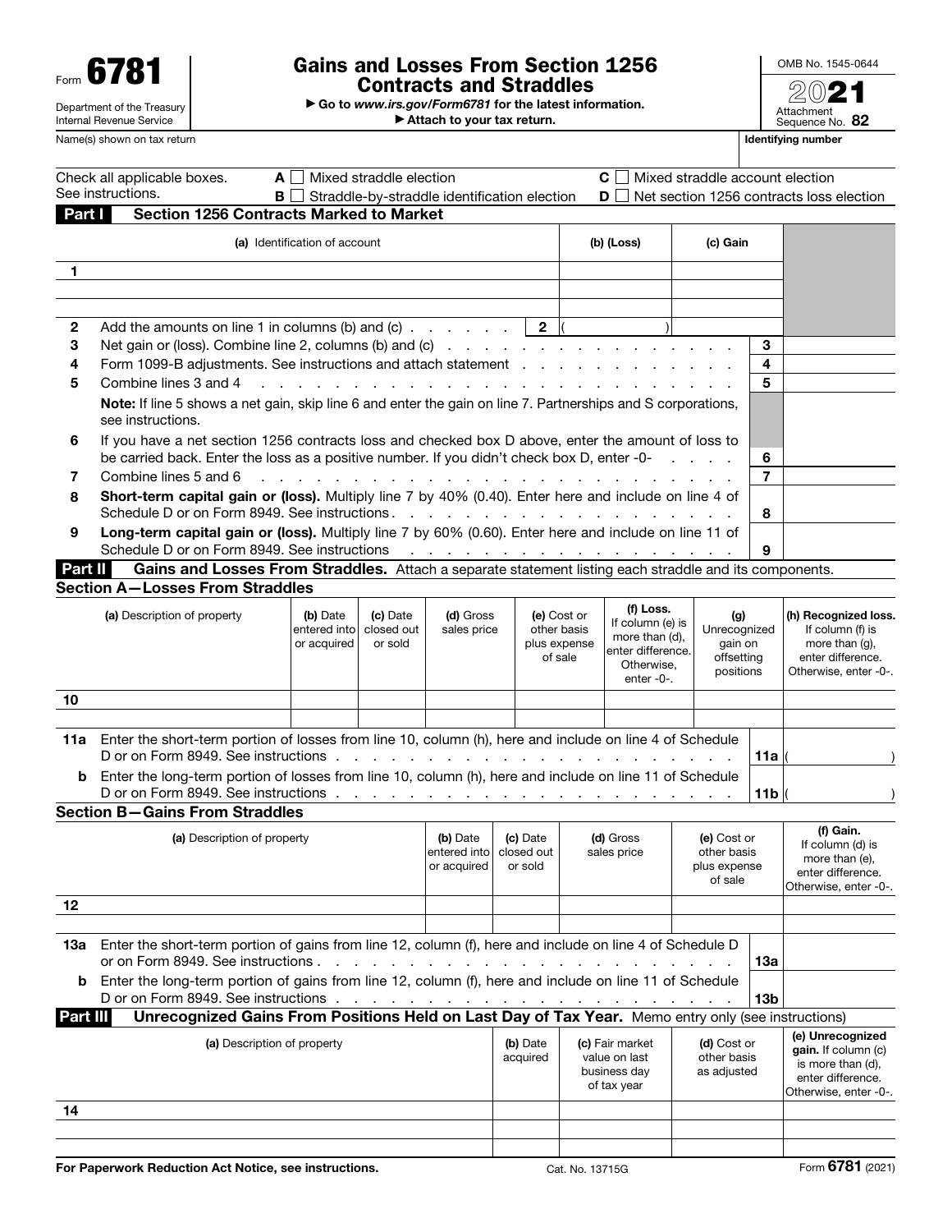Form **6781**

Department of the Treasury
Internal Revenue Service

# Gains and Losses From Section 1256 Contracts and Straddles

▶ Go to *www.irs.gov/Form6781* for the latest information.
▶ Attach to your tax return.

OMB No. 1545-0644

**2021**

Attachment Sequence No. **82**

Name(s) shown on tax return | **Identifying number**

Check all applicable boxes. See instructions.

- **A** ☐ Mixed straddle election
- **B** ☐ Straddle-by-straddle identification election
- **C** ☐ Mixed straddle account election
- **D** ☐ Net section 1256 contracts loss election

## Part I — Section 1256 Contracts Marked to Market

| | (a) Identification of account | (b) (Loss) | (c) Gain |
|---|---|---|---|
| 1 | | | |
| | | | |
| | | | |
| 2 | Add the amounts on line 1 in columns (b) and (c) . . . . . . . **2** | ( ) | |

| | | | |
|---|---|---|---|
| 3 | Net gain or (loss). Combine line 2, columns (b) and (c) . . . . . . . . . . . . . . . . . . | 3 | |
| 4 | Form 1099-B adjustments. See instructions and attach statement . . . . . . . . . . . . . | 4 | |
| 5 | Combine lines 3 and 4 . . . . . . . . . . . . . . . . . . . . . . . . . . . . . | 5 | |
| | **Note:** If line 5 shows a net gain, skip line 6 and enter the gain on line 7. Partnerships and S corporations, see instructions. | | |
| 6 | If you have a net section 1256 contracts loss and checked box D above, enter the amount of loss to be carried back. Enter the loss as a positive number. If you didn't check box D, enter -0- . . . . | 6 | |
| 7 | Combine lines 5 and 6 . . . . . . . . . . . . . . . . . . . . . . . . . . . . . | 7 | |
| 8 | **Short-term capital gain or (loss).** Multiply line 7 by 40% (0.40). Enter here and include on line 4 of Schedule D or on Form 8949. See instructions . . . . . . . . . . . . . . . . . . . . . | 8 | |
| 9 | **Long-term capital gain or (loss).** Multiply line 7 by 60% (0.60). Enter here and include on line 11 of Schedule D or on Form 8949. See instructions . . . . . . . . . . . . . . . . . . . | 9 | |

## Part II — Gains and Losses From Straddles. Attach a separate statement listing each straddle and its components.

### Section A—Losses From Straddles

| | (a) Description of property | (b) Date entered into or acquired | (c) Date closed out or sold | (d) Gross sales price | (e) Cost or other basis plus expense of sale | (f) Loss. If column (e) is more than (d), enter difference. Otherwise, enter -0-. | (g) Unrecognized gain on offsetting positions | (h) Recognized loss. If column (f) is more than (g), enter difference. Otherwise, enter -0-. |
|---|---|---|---|---|---|---|---|---|
| 10 | | | | | | | | |
| | | | | | | | | |

| | | | |
|---|---|---|---|
| 11a | Enter the short-term portion of losses from line 10, column (h), here and include on line 4 of Schedule D or on Form 8949. See instructions . . . . . . . . . . . . . . . . . . . . . . | 11a | ( ) |
| b | Enter the long-term portion of losses from line 10, column (h), here and include on line 11 of Schedule D or on Form 8949. See instructions . . . . . . . . . . . . . . . . . . . . . . | 11b | ( ) |

### Section B—Gains From Straddles

| | (a) Description of property | (b) Date entered into or acquired | (c) Date closed out or sold | (d) Gross sales price | (e) Cost or other basis plus expense of sale | (f) Gain. If column (d) is more than (e), enter difference. Otherwise, enter -0-. |
|---|---|---|---|---|---|---|
| 12 | | | | | | |
| | | | | | | |

| | | | |
|---|---|---|---|
| 13a | Enter the short-term portion of gains from line 12, column (f), here and include on line 4 of Schedule D or on Form 8949. See instructions . . . . . . . . . . . . . . . . . . . . . . | 13a | |
| b | Enter the long-term portion of gains from line 12, column (f), here and include on line 11 of Schedule D or on Form 8949. See instructions . . . . . . . . . . . . . . . . . . . . . . | 13b | |

## Part III — Unrecognized Gains From Positions Held on Last Day of Tax Year. Memo entry only (see instructions)

| | (a) Description of property | (b) Date acquired | (c) Fair market value on last business day of tax year | (d) Cost or other basis as adjusted | (e) Unrecognized gain. If column (c) is more than (d), enter difference. Otherwise, enter -0-. |
|---|---|---|---|---|---|
| 14 | | | | | |
| | | | | | |
| | | | | | |

**For Paperwork Reduction Act Notice, see instructions.** Cat. No. 13715G Form **6781** (2021)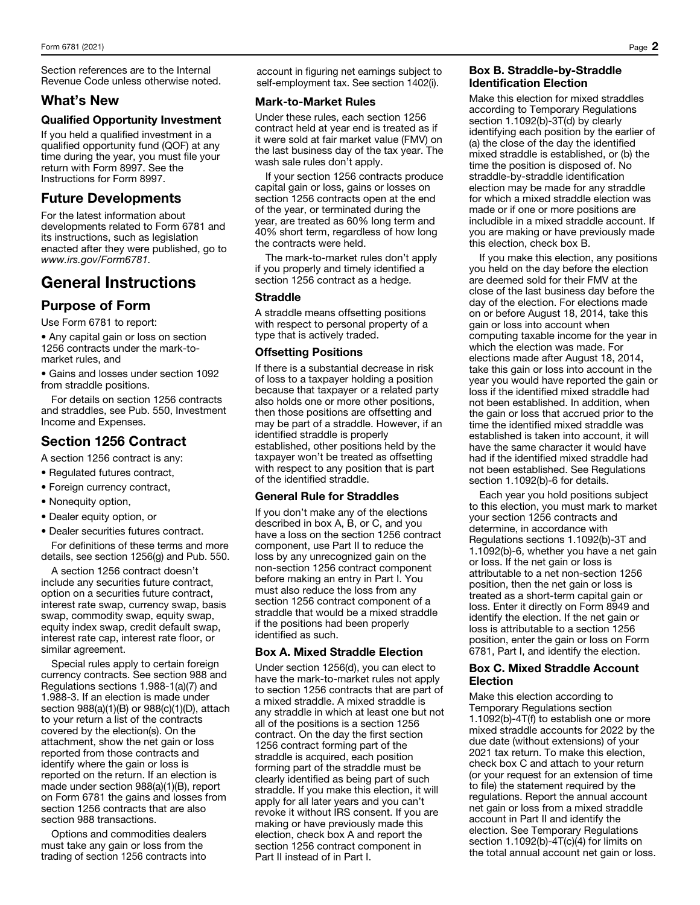Section references are to the Internal Revenue Code unless otherwise noted.

## What's New

### Qualified Opportunity Investment

If you held a qualified investment in a qualified opportunity fund (QOF) at any time during the year, you must file your return with Form 8997. See the Instructions for Form 8997.

## Future Developments

For the latest information about developments related to Form 6781 and its instructions, such as legislation enacted after they were published, go to *www.irs.gov/Form6781.*

# General Instructions

## Purpose of Form

Use Form 6781 to report:

- Any capital gain or loss on section 1256 contracts under the mark-to-market rules, and
- Gains and losses under section 1092 from straddle positions.

For details on section 1256 contracts and straddles, see Pub. 550, Investment Income and Expenses.

## Section 1256 Contract

A section 1256 contract is any:

- Regulated futures contract,
- Foreign currency contract,
- Nonequity option,
- Dealer equity option, or
- Dealer securities futures contract.

For definitions of these terms and more details, see section 1256(g) and Pub. 550.

A section 1256 contract doesn't include any securities future contract, option on a securities future contract, interest rate swap, currency swap, basis swap, commodity swap, equity swap, equity index swap, credit default swap, interest rate cap, interest rate floor, or similar agreement.

Special rules apply to certain foreign currency contracts. See section 988 and Regulations sections 1.988-1(a)(7) and 1.988-3. If an election is made under section 988(a)(1)(B) or 988(c)(1)(D), attach to your return a list of the contracts covered by the election(s). On the attachment, show the net gain or loss reported from those contracts and identify where the gain or loss is reported on the return. If an election is made under section 988(a)(1)(B), report on Form 6781 the gains and losses from section 1256 contracts that are also section 988 transactions.

Options and commodities dealers must take any gain or loss from the trading of section 1256 contracts into account in figuring net earnings subject to self-employment tax. See section 1402(i).

### Mark-to-Market Rules

Under these rules, each section 1256 contract held at year end is treated as if it were sold at fair market value (FMV) on the last business day of the tax year. The wash sale rules don't apply.

If your section 1256 contracts produce capital gain or loss, gains or losses on section 1256 contracts open at the end of the year, or terminated during the year, are treated as 60% long term and 40% short term, regardless of how long the contracts were held.

The mark-to-market rules don't apply if you properly and timely identified a section 1256 contract as a hedge.

### Straddle

A straddle means offsetting positions with respect to personal property of a type that is actively traded.

### Offsetting Positions

If there is a substantial decrease in risk of loss to a taxpayer holding a position because that taxpayer or a related party also holds one or more other positions, then those positions are offsetting and may be part of a straddle. However, if an identified straddle is properly established, other positions held by the taxpayer won't be treated as offsetting with respect to any position that is part of the identified straddle.

### General Rule for Straddles

If you don't make any of the elections described in box A, B, or C, and you have a loss on the section 1256 contract component, use Part II to reduce the loss by any unrecognized gain on the non-section 1256 contract component before making an entry in Part I. You must also reduce the loss from any section 1256 contract component of a straddle that would be a mixed straddle if the positions had been properly identified as such.

### Box A. Mixed Straddle Election

Under section 1256(d), you can elect to have the mark-to-market rules not apply to section 1256 contracts that are part of a mixed straddle. A mixed straddle is any straddle in which at least one but not all of the positions is a section 1256 contract. On the day the first section 1256 contract forming part of the straddle is acquired, each position forming part of the straddle must be clearly identified as being part of such straddle. If you make this election, it will apply for all later years and you can't revoke it without IRS consent. If you are making or have previously made this election, check box A and report the section 1256 contract component in Part II instead of in Part I.

### Box B. Straddle-by-Straddle Identification Election

Make this election for mixed straddles according to Temporary Regulations section 1.1092(b)-3T(d) by clearly identifying each position by the earlier of (a) the close of the day the identified mixed straddle is established, or (b) the time the position is disposed of. No straddle-by-straddle identification election may be made for any straddle for which a mixed straddle election was made or if one or more positions are includible in a mixed straddle account. If you are making or have previously made this election, check box B.

If you make this election, any positions you held on the day before the election are deemed sold for their FMV at the close of the last business day before the day of the election. For elections made on or before August 18, 2014, take this gain or loss into account when computing taxable income for the year in which the election was made. For elections made after August 18, 2014, take this gain or loss into account in the year you would have reported the gain or loss if the identified mixed straddle had not been established. In addition, when the gain or loss that accrued prior to the time the identified mixed straddle was established is taken into account, it will have the same character it would have had if the identified mixed straddle had not been established. See Regulations section 1.1092(b)-6 for details.

Each year you hold positions subject to this election, you must mark to market your section 1256 contracts and determine, in accordance with Regulations sections 1.1092(b)-3T and 1.1092(b)-6, whether you have a net gain or loss. If the net gain or loss is attributable to a net non-section 1256 position, then the net gain or loss is treated as a short-term capital gain or loss. Enter it directly on Form 8949 and identify the election. If the net gain or loss is attributable to a section 1256 position, enter the gain or loss on Form 6781, Part I, and identify the election.

### Box C. Mixed Straddle Account Election

Make this election according to Temporary Regulations section 1.1092(b)-4T(f) to establish one or more mixed straddle accounts for 2022 by the due date (without extensions) of your 2021 tax return. To make this election, check box C and attach to your return (or your request for an extension of time to file) the statement required by the regulations. Report the annual account net gain or loss from a mixed straddle account in Part II and identify the election. See Temporary Regulations section 1.1092(b)-4T(c)(4) for limits on the total annual account net gain or loss.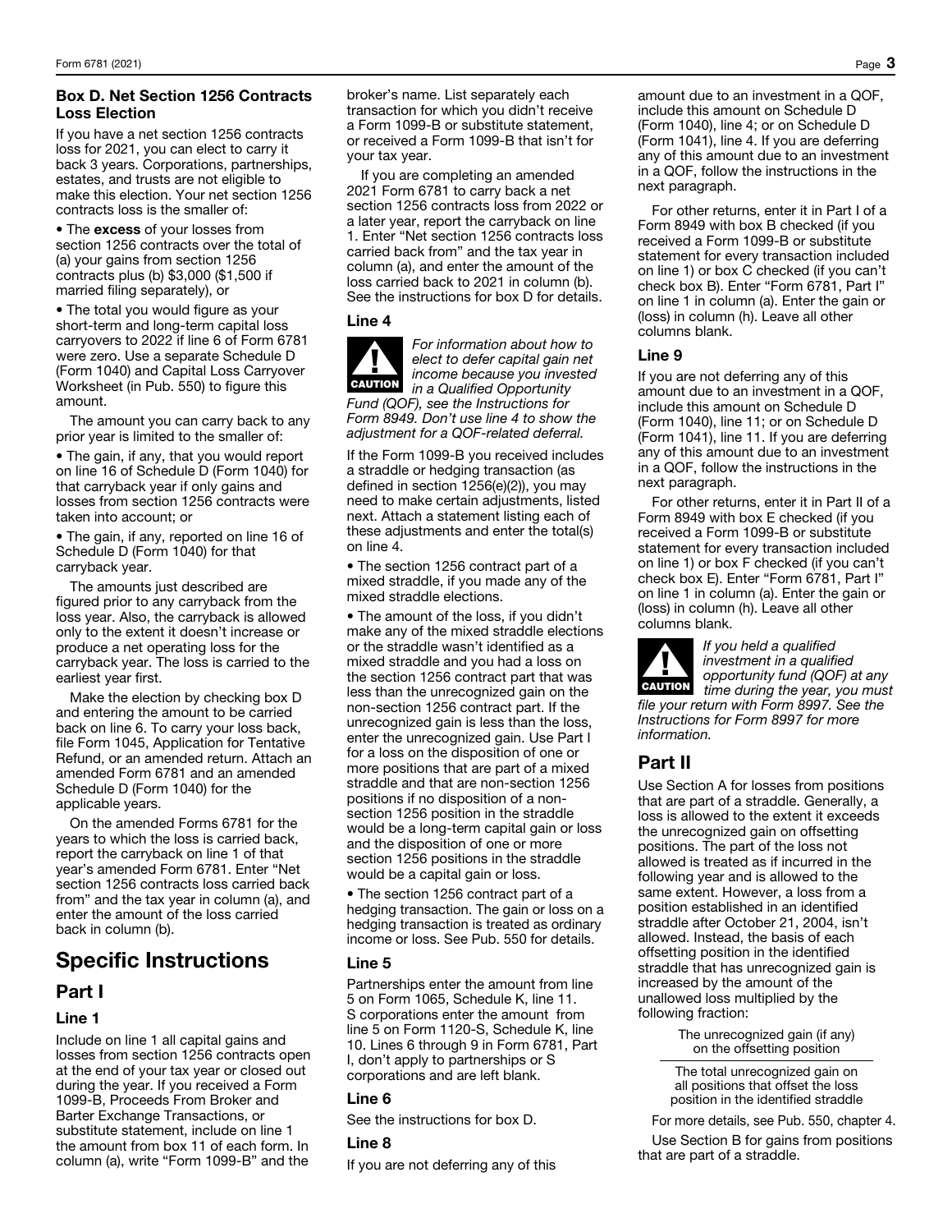### Box D. Net Section 1256 Contracts Loss Election

If you have a net section 1256 contracts loss for 2021, you can elect to carry it back 3 years. Corporations, partnerships, estates, and trusts are not eligible to make this election. Your net section 1256 contracts loss is the smaller of:

- The **excess** of your losses from section 1256 contracts over the total of (a) your gains from section 1256 contracts plus (b) $3,000 ($1,500 if married filing separately), or
- The total you would figure as your short-term and long-term capital loss carryovers to 2022 if line 6 of Form 6781 were zero. Use a separate Schedule D (Form 1040) and Capital Loss Carryover Worksheet (in Pub. 550) to figure this amount.

The amount you can carry back to any prior year is limited to the smaller of:

- The gain, if any, that you would report on line 16 of Schedule D (Form 1040) for that carryback year if only gains and losses from section 1256 contracts were taken into account; or
- The gain, if any, reported on line 16 of Schedule D (Form 1040) for that carryback year.

The amounts just described are figured prior to any carryback from the loss year. Also, the carryback is allowed only to the extent it doesn't increase or produce a net operating loss for the carryback year. The loss is carried to the earliest year first.

Make the election by checking box D and entering the amount to be carried back on line 6. To carry your loss back, file Form 1045, Application for Tentative Refund, or an amended return. Attach an amended Form 6781 and an amended Schedule D (Form 1040) for the applicable years.

On the amended Forms 6781 for the years to which the loss is carried back, report the carryback on line 1 of that year's amended Form 6781. Enter "Net section 1256 contracts loss carried back from" and the tax year in column (a), and enter the amount of the loss carried back in column (b).

# Specific Instructions

## Part I

### Line 1

Include on line 1 all capital gains and losses from section 1256 contracts open at the end of your tax year or closed out during the year. If you received a Form 1099-B, Proceeds From Broker and Barter Exchange Transactions, or substitute statement, include on line 1 the amount from box 11 of each form. In column (a), write "Form 1099-B" and the broker's name. List separately each transaction for which you didn't receive a Form 1099-B or substitute statement, or received a Form 1099-B that isn't for your tax year.

If you are completing an amended 2021 Form 6781 to carry back a net section 1256 contracts loss from 2022 or a later year, report the carryback on line 1. Enter "Net section 1256 contracts loss carried back from" and the tax year in column (a), and enter the amount of the loss carried back to 2021 in column (b). See the instructions for box D for details.

### Line 4

**CAUTION** *For information about how to elect to defer capital gain net income because you invested in a Qualified Opportunity Fund (QOF), see the Instructions for Form 8949. Don't use line 4 to show the adjustment for a QOF-related deferral.*

If the Form 1099-B you received includes a straddle or hedging transaction (as defined in section 1256(e)(2)), you may need to make certain adjustments, listed next. Attach a statement listing each of these adjustments and enter the total(s) on line 4.

- The section 1256 contract part of a mixed straddle, if you made any of the mixed straddle elections.
- The amount of the loss, if you didn't make any of the mixed straddle elections or the straddle wasn't identified as a mixed straddle and you had a loss on the section 1256 contract part that was less than the unrecognized gain on the non-section 1256 contract part. If the unrecognized gain is less than the loss, enter the unrecognized gain. Use Part I for a loss on the disposition of one or more positions that are part of a mixed straddle and that are non-section 1256 positions if no disposition of a non-section 1256 position in the straddle would be a long-term capital gain or loss and the disposition of one or more section 1256 positions in the straddle would be a capital gain or loss.
- The section 1256 contract part of a hedging transaction. The gain or loss on a hedging transaction is treated as ordinary income or loss. See Pub. 550 for details.

### Line 5

Partnerships enter the amount from line 5 on Form 1065, Schedule K, line 11. S corporations enter the amount from line 5 on Form 1120-S, Schedule K, line 10. Lines 6 through 9 in Form 6781, Part I, don't apply to partnerships or S corporations and are left blank.

### Line 6

See the instructions for box D.

### Line 8

If you are not deferring any of this amount due to an investment in a QOF, include this amount on Schedule D (Form 1040), line 4; or on Schedule D (Form 1041), line 4. If you are deferring any of this amount due to an investment in a QOF, follow the instructions in the next paragraph.

For other returns, enter it in Part I of a Form 8949 with box B checked (if you received a Form 1099-B or substitute statement for every transaction included on line 1) or box C checked (if you can't check box B). Enter "Form 6781, Part I" on line 1 in column (a). Enter the gain or (loss) in column (h). Leave all other columns blank.

### Line 9

If you are not deferring any of this amount due to an investment in a QOF, include this amount on Schedule D (Form 1040), line 11; or on Schedule D (Form 1041), line 11. If you are deferring any of this amount due to an investment in a QOF, follow the instructions in the next paragraph.

For other returns, enter it in Part II of a Form 8949 with box E checked (if you received a Form 1099-B or substitute statement for every transaction included on line 1) or box F checked (if you can't check box E). Enter "Form 6781, Part I" on line 1 in column (a). Enter the gain or (loss) in column (h). Leave all other columns blank.

**CAUTION** *If you held a qualified investment in a qualified opportunity fund (QOF) at any time during the year, you must file your return with Form 8997. See the Instructions for Form 8997 for more information.*

## Part II

Use Section A for losses from positions that are part of a straddle. Generally, a loss is allowed to the extent it exceeds the unrecognized gain on offsetting positions. The part of the loss not allowed is treated as if incurred in the following year and is allowed to the same extent. However, a loss from a position established in an identified straddle after October 21, 2004, isn't allowed. Instead, the basis of each offsetting position in the identified straddle that has unrecognized gain is increased by the amount of the unallowed loss multiplied by the following fraction:

$$\frac{\text{The unrecognized gain (if any) on the offsetting position}}{\text{The total unrecognized gain on all positions that offset the loss position in the identified straddle}}$$

For more details, see Pub. 550, chapter 4.

Use Section B for gains from positions that are part of a straddle.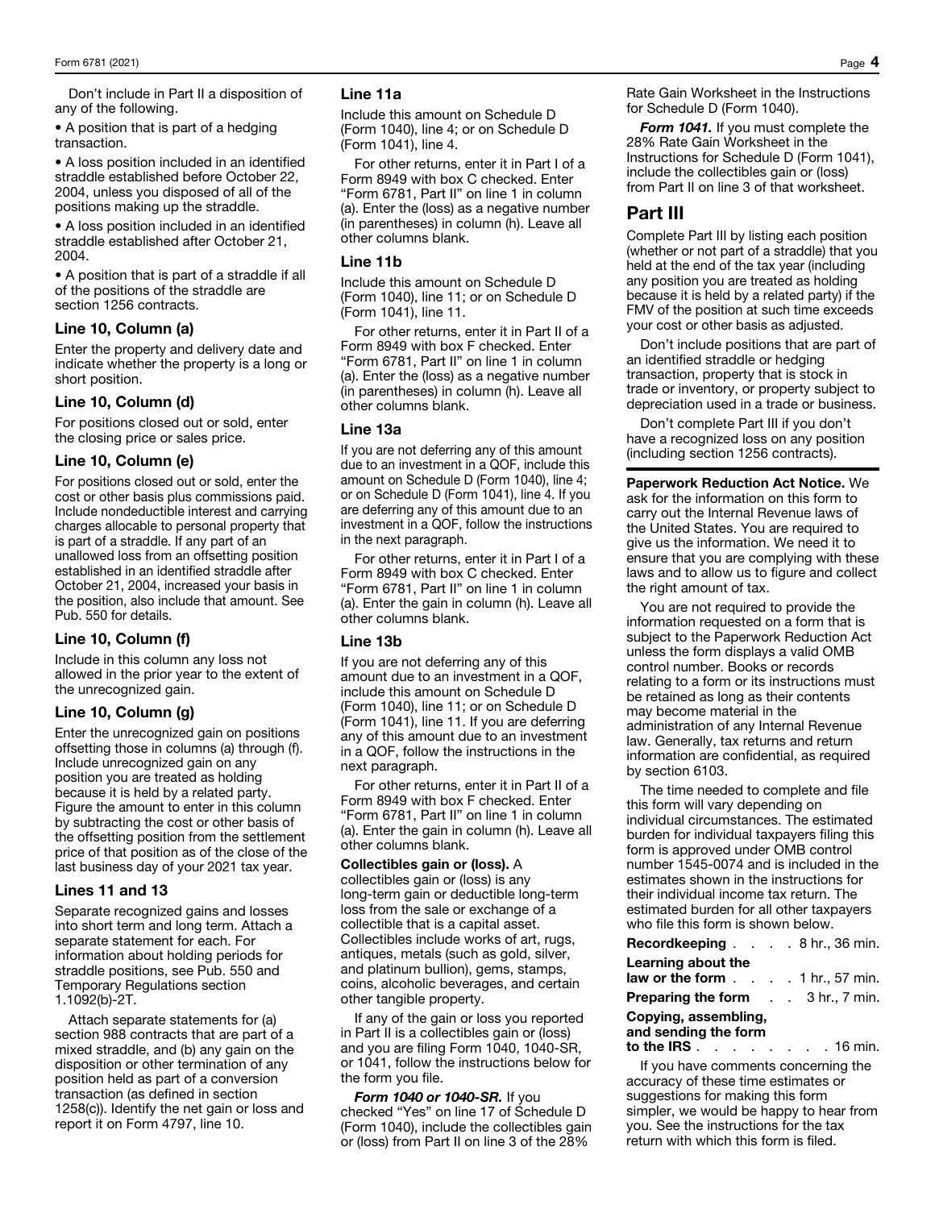Don't include in Part II a disposition of any of the following.

- A position that is part of a hedging transaction.
- A loss position included in an identified straddle established before October 22, 2004, unless you disposed of all of the positions making up the straddle.
- A loss position included in an identified straddle established after October 21, 2004.
- A position that is part of a straddle if all of the positions of the straddle are section 1256 contracts.

### Line 10, Column (a)

Enter the property and delivery date and indicate whether the property is a long or short position.

### Line 10, Column (d)

For positions closed out or sold, enter the closing price or sales price.

### Line 10, Column (e)

For positions closed out or sold, enter the cost or other basis plus commissions paid. Include nondeductible interest and carrying charges allocable to personal property that is part of a straddle. If any part of an unallowed loss from an offsetting position established in an identified straddle after October 21, 2004, increased your basis in the position, also include that amount. See Pub. 550 for details.

### Line 10, Column (f)

Include in this column any loss not allowed in the prior year to the extent of the unrecognized gain.

### Line 10, Column (g)

Enter the unrecognized gain on positions offsetting those in columns (a) through (f). Include unrecognized gain on any position you are treated as holding because it is held by a related party. Figure the amount to enter in this column by subtracting the cost or other basis of the offsetting position from the settlement price of that position as of the close of the last business day of your 2021 tax year.

### Lines 11 and 13

Separate recognized gains and losses into short term and long term. Attach a separate statement for each. For information about holding periods for straddle positions, see Pub. 550 and Temporary Regulations section 1.1092(b)-2T.

Attach separate statements for (a) section 988 contracts that are part of a mixed straddle, and (b) any gain on the disposition or other termination of any position held as part of a conversion transaction (as defined in section 1258(c)). Identify the net gain or loss and report it on Form 4797, line 10.

### Line 11a

Include this amount on Schedule D (Form 1040), line 4; or on Schedule D (Form 1041), line 4.

For other returns, enter it in Part I of a Form 8949 with box C checked. Enter "Form 6781, Part II" on line 1 in column (a). Enter the (loss) as a negative number (in parentheses) in column (h). Leave all other columns blank.

### Line 11b

Include this amount on Schedule D (Form 1040), line 11; or on Schedule D (Form 1041), line 11.

For other returns, enter it in Part II of a Form 8949 with box F checked. Enter "Form 6781, Part II" on line 1 in column (a). Enter the (loss) as a negative number (in parentheses) in column (h). Leave all other columns blank.

### Line 13a

If you are not deferring any of this amount due to an investment in a QOF, include this amount on Schedule D (Form 1040), line 4; or on Schedule D (Form 1041), line 4. If you are deferring any of this amount due to an investment in a QOF, follow the instructions in the next paragraph.

For other returns, enter it in Part I of a Form 8949 with box C checked. Enter "Form 6781, Part II" on line 1 in column (a). Enter the gain in column (h). Leave all other columns blank.

### Line 13b

If you are not deferring any of this amount due to an investment in a QOF, include this amount on Schedule D (Form 1040), line 11; or on Schedule D (Form 1041), line 11. If you are deferring any of this amount due to an investment in a QOF, follow the instructions in the next paragraph.

For other returns, enter it in Part II of a Form 8949 with box F checked. Enter "Form 6781, Part II" on line 1 in column (a). Enter the gain in column (h). Leave all other columns blank.

**Collectibles gain or (loss).** A collectibles gain or (loss) is any long-term gain or deductible long-term loss from the sale or exchange of a collectible that is a capital asset. Collectibles include works of art, rugs, antiques, metals (such as gold, silver, and platinum bullion), gems, stamps, coins, alcoholic beverages, and certain other tangible property.

If any of the gain or loss you reported in Part II is a collectibles gain or (loss) and you are filing Form 1040, 1040-SR, or 1041, follow the instructions below for the form you file.

***Form 1040 or 1040-SR.*** If you checked "Yes" on line 17 of Schedule D (Form 1040), include the collectibles gain or (loss) from Part II on line 3 of the 28% Rate Gain Worksheet in the Instructions for Schedule D (Form 1040).

***Form 1041.*** If you must complete the 28% Rate Gain Worksheet in the Instructions for Schedule D (Form 1041), include the collectibles gain or (loss) from Part II on line 3 of that worksheet.

## Part III

Complete Part III by listing each position (whether or not part of a straddle) that you held at the end of the tax year (including any position you are treated as holding because it is held by a related party) if the FMV of the position at such time exceeds your cost or other basis as adjusted.

Don't include positions that are part of an identified straddle or hedging transaction, property that is stock in trade or inventory, or property subject to depreciation used in a trade or business.

Don't complete Part III if you don't have a recognized loss on any position (including section 1256 contracts).

**Paperwork Reduction Act Notice.** We ask for the information on this form to carry out the Internal Revenue laws of the United States. You are required to give us the information. We need it to ensure that you are complying with these laws and to allow us to figure and collect the right amount of tax.

You are not required to provide the information requested on a form that is subject to the Paperwork Reduction Act unless the form displays a valid OMB control number. Books or records relating to a form or its instructions must be retained as long as their contents may become material in the administration of any Internal Revenue law. Generally, tax returns and return information are confidential, as required by section 6103.

The time needed to complete and file this form will vary depending on individual circumstances. The estimated burden for individual taxpayers filing this form is approved under OMB control number 1545-0074 and is included in the estimates shown in the instructions for their individual income tax return. The estimated burden for all other taxpayers who file this form is shown below.

| | |
|---|---|
| **Recordkeeping** | 8 hr., 36 min. |
| **Learning about the law or the form** | 1 hr., 57 min. |
| **Preparing the form** | 3 hr., 7 min. |
| **Copying, assembling, and sending the form to the IRS** | 16 min. |

If you have comments concerning the accuracy of these time estimates or suggestions for making this form simpler, we would be happy to hear from you. See the instructions for the tax return with which this form is filed.